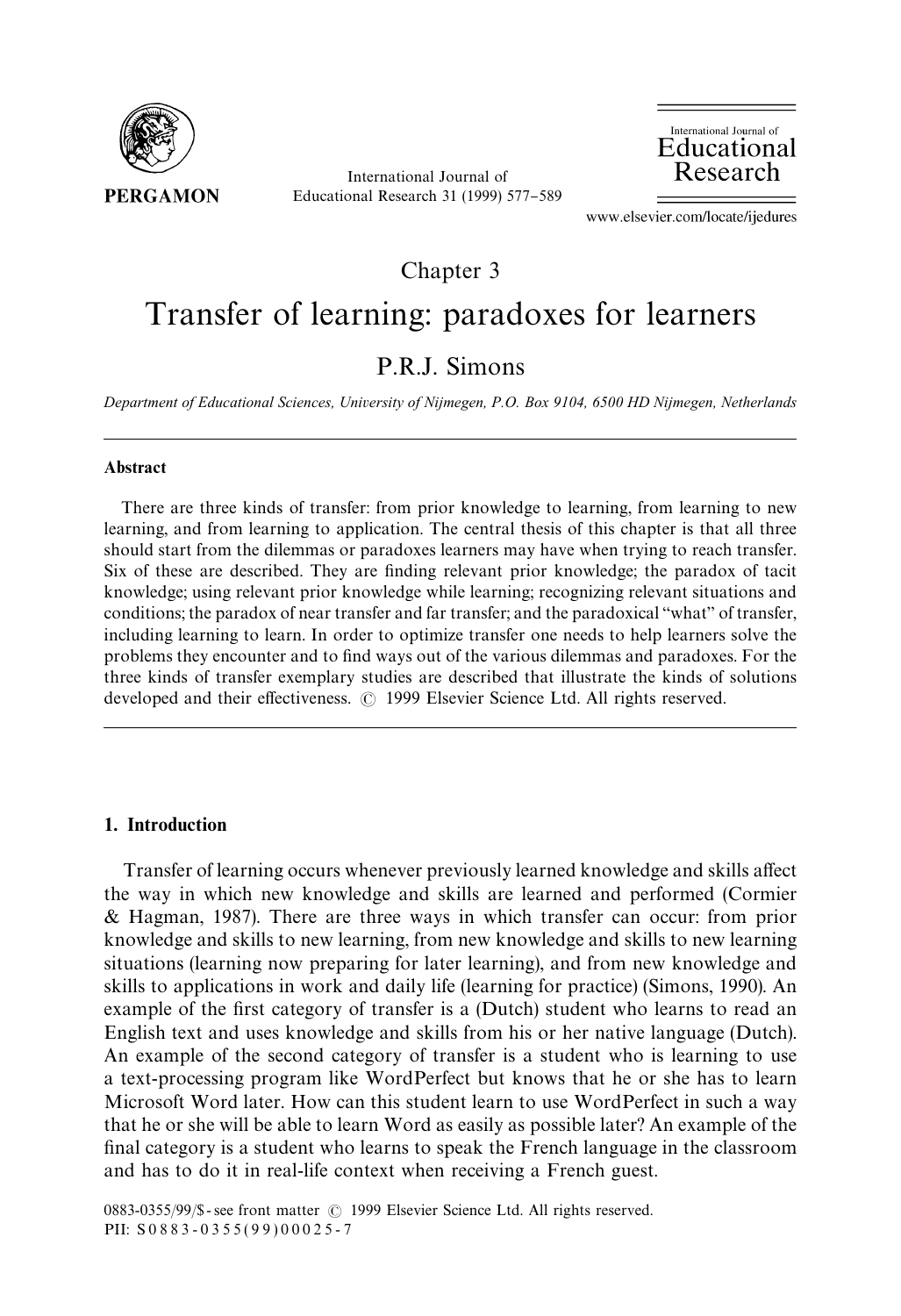## Chapter 3

# Transfer of learning: paradoxes for learners

P.R.J. Simons

*Department of Educational Sciences, University of Nijmegen, P.O. Box 9104, 6500 HD Nijmegen, Netherlands*

### Abstract

There are three kinds of transfer: from prior knowledge to learning, from learning to new learning, and from learning to application. The central thesis of this chapter is that all three should start from the dilemmas or paradoxes learners may have when trying to reach transfer. Six of these are described. They are finding relevant prior knowledge; the paradox of tacit knowledge; using relevant prior knowledge while learning; recognizing relevant situations and conditions; the paradox of near transfer and far transfer; and the paradoxical "what" of transfer, including learning to learn. In order to optimize transfer one needs to help learners solve the problems they encounter and to find ways out of the various dilemmas and paradoxes. For the three kinds of transfer exemplary studies are described that illustrate the kinds of solutions developed and their effectiveness. © 1999 Elsevier Science Ltd. All rights reserved.

## 1. Introduction

Transfer of learning occurs whenever previously learned knowledge and skills affect the way in which new knowledge and skills are learned and performed (Cormier & Hagman, 1987). There are three ways in which transfer can occur: from prior knowledge and skills to new learning, from new knowledge and skills to new learning situations (learning now preparing for later learning), and from new knowledge and skills to applications in work and daily life (learning for practice) (Simons, 1990). An example of the first category of transfer is a (Dutch) student who learns to read an English text and uses knowledge and skills from his or her native language (Dutch). An example of the second category of transfer is a student who is learning to use a text-processing program like WordPerfect but knows that he or she has to learn Microsoft Word later. How can this student learn to use WordPerfect in such a way that he or she will be able to learn Word as easily as possible later? An example of the final category is a student who learns to speak the French language in the classroom and has to do it in real-life context when receiving a French guest.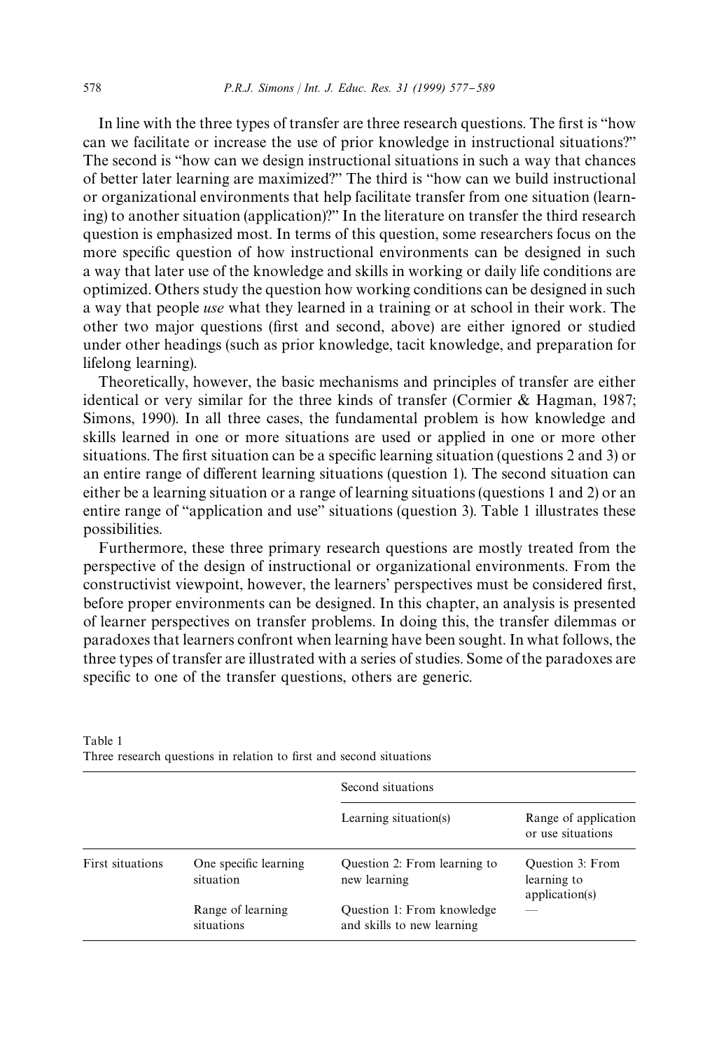In line with the three types of transfer are three research questions. The first is "how can we facilitate or increase the use of prior knowledge in instructional situations?" The second is "how can we design instructional situations in such a way that chances of better later learning are maximized?" The third is "how can we build instructional or organizational environments that help facilitate transfer from one situation (learning) to another situation (application)?" In the literature on transfer the third research question is emphasized most. In terms of this question, some researchers focus on the more specific question of how instructional environments can be designed in such a way that later use of the knowledge and skills in working or daily life conditions are optimized. Others study the question how working conditions can be designed in such a way that people *use* what they learned in a training or at school in their work. The other two major questions (first and second, above) are either ignored or studied under other headings (such as prior knowledge, tacit knowledge, and preparation for lifelong learning).

Theoretically, however, the basic mechanisms and principles of transfer are either identical or very similar for the three kinds of transfer (Cormier & Hagman, 1987; Simons, 1990). In all three cases, the fundamental problem is how knowledge and skills learned in one or more situations are used or applied in one or more other situations. The first situation can be a specific learning situation (questions 2 and 3) or an entire range of different learning situations (question 1). The second situation can either be a learning situation or a range of learning situations (questions 1 and 2) or an entire range of "application and use" situations (question 3). Table 1 illustrates these possibilities.

Furthermore, these three primary research questions are mostly treated from the perspective of the design of instructional or organizational environments. From the constructivist viewpoint, however, the learners' perspectives must be considered first, before proper environments can be designed. In this chapter, an analysis is presented of learner perspectives on transfer problems. In doing this, the transfer dilemmas or paradoxes that learners confront when learning have been sought. In what follows, the three types of transfer are illustrated with a series of studies. Some of the paradoxes are specific to one of the transfer questions, others are generic.

Table 1
Three research questions in relation to first and second situations

| | | Second situations | |
|---|---|---|---|
| | | Learning situation(s) | Range of application or use situations |
| First situations | One specific learning situation | Question 2: From learning to new learning | Question 3: From learning to application(s) |
| | Range of learning situations | Question 1: From knowledge and skills to new learning | — |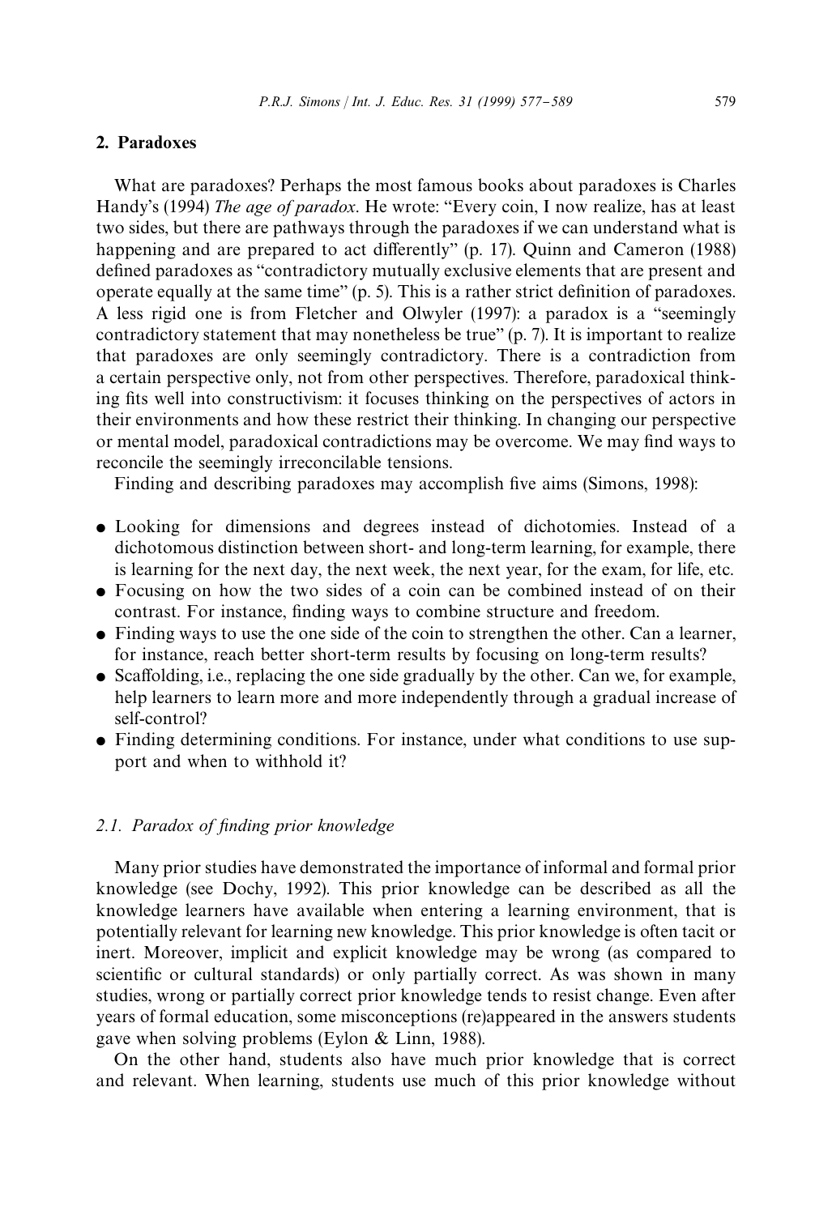## 2. Paradoxes

What are paradoxes? Perhaps the most famous books about paradoxes is Charles Handy's (1994) *The age of paradox*. He wrote: "Every coin, I now realize, has at least two sides, but there are pathways through the paradoxes if we can understand what is happening and are prepared to act differently" (p. 17). Quinn and Cameron (1988) defined paradoxes as "contradictory mutually exclusive elements that are present and operate equally at the same time" (p. 5). This is a rather strict definition of paradoxes. A less rigid one is from Fletcher and Olwyler (1997): a paradox is a "seemingly contradictory statement that may nonetheless be true" (p. 7). It is important to realize that paradoxes are only seemingly contradictory. There is a contradiction from a certain perspective only, not from other perspectives. Therefore, paradoxical thinking fits well into constructivism: it focuses thinking on the perspectives of actors in their environments and how these restrict their thinking. In changing our perspective or mental model, paradoxical contradictions may be overcome. We may find ways to reconcile the seemingly irreconcilable tensions.

Finding and describing paradoxes may accomplish five aims (Simons, 1998):

- Looking for dimensions and degrees instead of dichotomies. Instead of a dichotomous distinction between short- and long-term learning, for example, there is learning for the next day, the next week, the next year, for the exam, for life, etc.
- Focusing on how the two sides of a coin can be combined instead of on their contrast. For instance, finding ways to combine structure and freedom.
- Finding ways to use the one side of the coin to strengthen the other. Can a learner, for instance, reach better short-term results by focusing on long-term results?
- Scaffolding, i.e., replacing the one side gradually by the other. Can we, for example, help learners to learn more and more independently through a gradual increase of self-control?
- Finding determining conditions. For instance, under what conditions to use support and when to withhold it?

### 2.1. Paradox of finding prior knowledge

Many prior studies have demonstrated the importance of informal and formal prior knowledge (see Dochy, 1992). This prior knowledge can be described as all the knowledge learners have available when entering a learning environment, that is potentially relevant for learning new knowledge. This prior knowledge is often tacit or inert. Moreover, implicit and explicit knowledge may be wrong (as compared to scientific or cultural standards) or only partially correct. As was shown in many studies, wrong or partially correct prior knowledge tends to resist change. Even after years of formal education, some misconceptions (re)appeared in the answers students gave when solving problems (Eylon & Linn, 1988).

On the other hand, students also have much prior knowledge that is correct and relevant. When learning, students use much of this prior knowledge without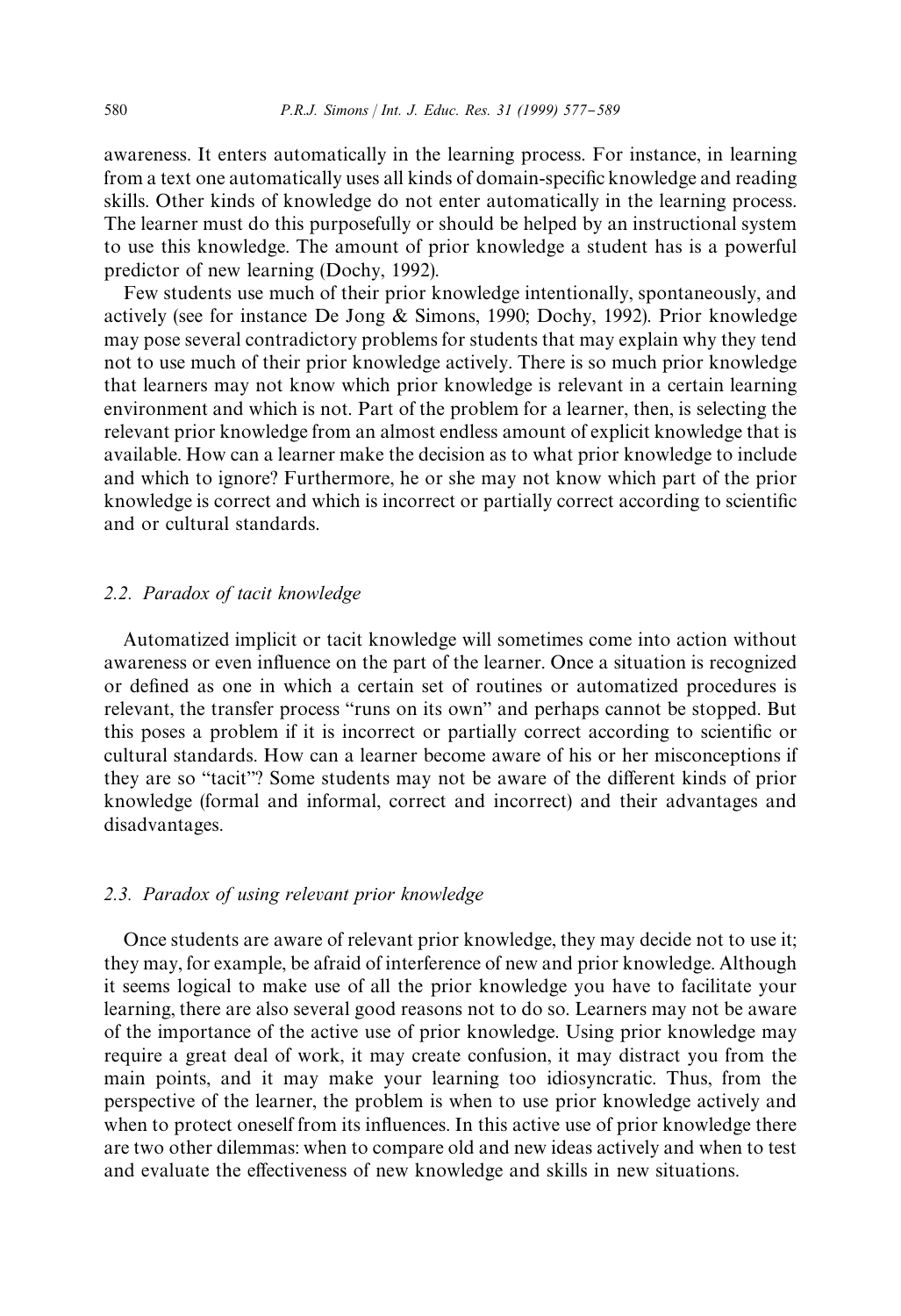awareness. It enters automatically in the learning process. For instance, in learning from a text one automatically uses all kinds of domain-specific knowledge and reading skills. Other kinds of knowledge do not enter automatically in the learning process. The learner must do this purposefully or should be helped by an instructional system to use this knowledge. The amount of prior knowledge a student has is a powerful predictor of new learning (Dochy, 1992).

Few students use much of their prior knowledge intentionally, spontaneously, and actively (see for instance De Jong & Simons, 1990; Dochy, 1992). Prior knowledge may pose several contradictory problems for students that may explain why they tend not to use much of their prior knowledge actively. There is so much prior knowledge that learners may not know which prior knowledge is relevant in a certain learning environment and which is not. Part of the problem for a learner, then, is selecting the relevant prior knowledge from an almost endless amount of explicit knowledge that is available. How can a learner make the decision as to what prior knowledge to include and which to ignore? Furthermore, he or she may not know which part of the prior knowledge is correct and which is incorrect or partially correct according to scientific and or cultural standards.

### 2.2. *Paradox of tacit knowledge*

Automatized implicit or tacit knowledge will sometimes come into action without awareness or even influence on the part of the learner. Once a situation is recognized or defined as one in which a certain set of routines or automatized procedures is relevant, the transfer process "runs on its own" and perhaps cannot be stopped. But this poses a problem if it is incorrect or partially correct according to scientific or cultural standards. How can a learner become aware of his or her misconceptions if they are so "tacit"? Some students may not be aware of the different kinds of prior knowledge (formal and informal, correct and incorrect) and their advantages and disadvantages.

### 2.3. *Paradox of using relevant prior knowledge*

Once students are aware of relevant prior knowledge, they may decide not to use it; they may, for example, be afraid of interference of new and prior knowledge. Although it seems logical to make use of all the prior knowledge you have to facilitate your learning, there are also several good reasons not to do so. Learners may not be aware of the importance of the active use of prior knowledge. Using prior knowledge may require a great deal of work, it may create confusion, it may distract you from the main points, and it may make your learning too idiosyncratic. Thus, from the perspective of the learner, the problem is when to use prior knowledge actively and when to protect oneself from its influences. In this active use of prior knowledge there are two other dilemmas: when to compare old and new ideas actively and when to test and evaluate the effectiveness of new knowledge and skills in new situations.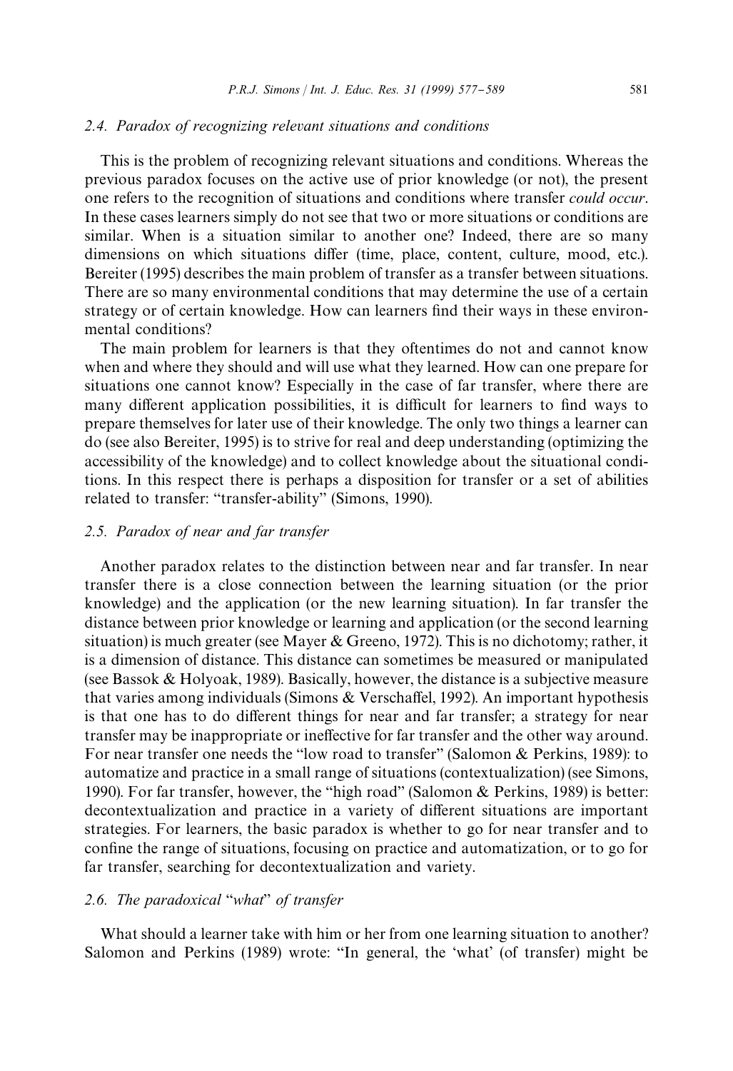### 2.4. Paradox of recognizing relevant situations and conditions

This is the problem of recognizing relevant situations and conditions. Whereas the previous paradox focuses on the active use of prior knowledge (or not), the present one refers to the recognition of situations and conditions where transfer *could occur*. In these cases learners simply do not see that two or more situations or conditions are similar. When is a situation similar to another one? Indeed, there are so many dimensions on which situations differ (time, place, content, culture, mood, etc.). Bereiter (1995) describes the main problem of transfer as a transfer between situations. There are so many environmental conditions that may determine the use of a certain strategy or of certain knowledge. How can learners find their ways in these environmental conditions?

The main problem for learners is that they oftentimes do not and cannot know when and where they should and will use what they learned. How can one prepare for situations one cannot know? Especially in the case of far transfer, where there are many different application possibilities, it is difficult for learners to find ways to prepare themselves for later use of their knowledge. The only two things a learner can do (see also Bereiter, 1995) is to strive for real and deep understanding (optimizing the accessibility of the knowledge) and to collect knowledge about the situational conditions. In this respect there is perhaps a disposition for transfer or a set of abilities related to transfer: "transfer-ability" (Simons, 1990).

### 2.5. Paradox of near and far transfer

Another paradox relates to the distinction between near and far transfer. In near transfer there is a close connection between the learning situation (or the prior knowledge) and the application (or the new learning situation). In far transfer the distance between prior knowledge or learning and application (or the second learning situation) is much greater (see Mayer & Greeno, 1972). This is no dichotomy; rather, it is a dimension of distance. This distance can sometimes be measured or manipulated (see Bassok & Holyoak, 1989). Basically, however, the distance is a subjective measure that varies among individuals (Simons & Verschaffel, 1992). An important hypothesis is that one has to do different things for near and far transfer; a strategy for near transfer may be inappropriate or ineffective for far transfer and the other way around. For near transfer one needs the "low road to transfer" (Salomon & Perkins, 1989): to automatize and practice in a small range of situations (contextualization) (see Simons, 1990). For far transfer, however, the "high road" (Salomon & Perkins, 1989) is better: decontextualization and practice in a variety of different situations are important strategies. For learners, the basic paradox is whether to go for near transfer and to confine the range of situations, focusing on practice and automatization, or to go for far transfer, searching for decontextualization and variety.

### 2.6. The paradoxical "*what*" of transfer

What should a learner take with him or her from one learning situation to another? Salomon and Perkins (1989) wrote: "In general, the 'what' (of transfer) might be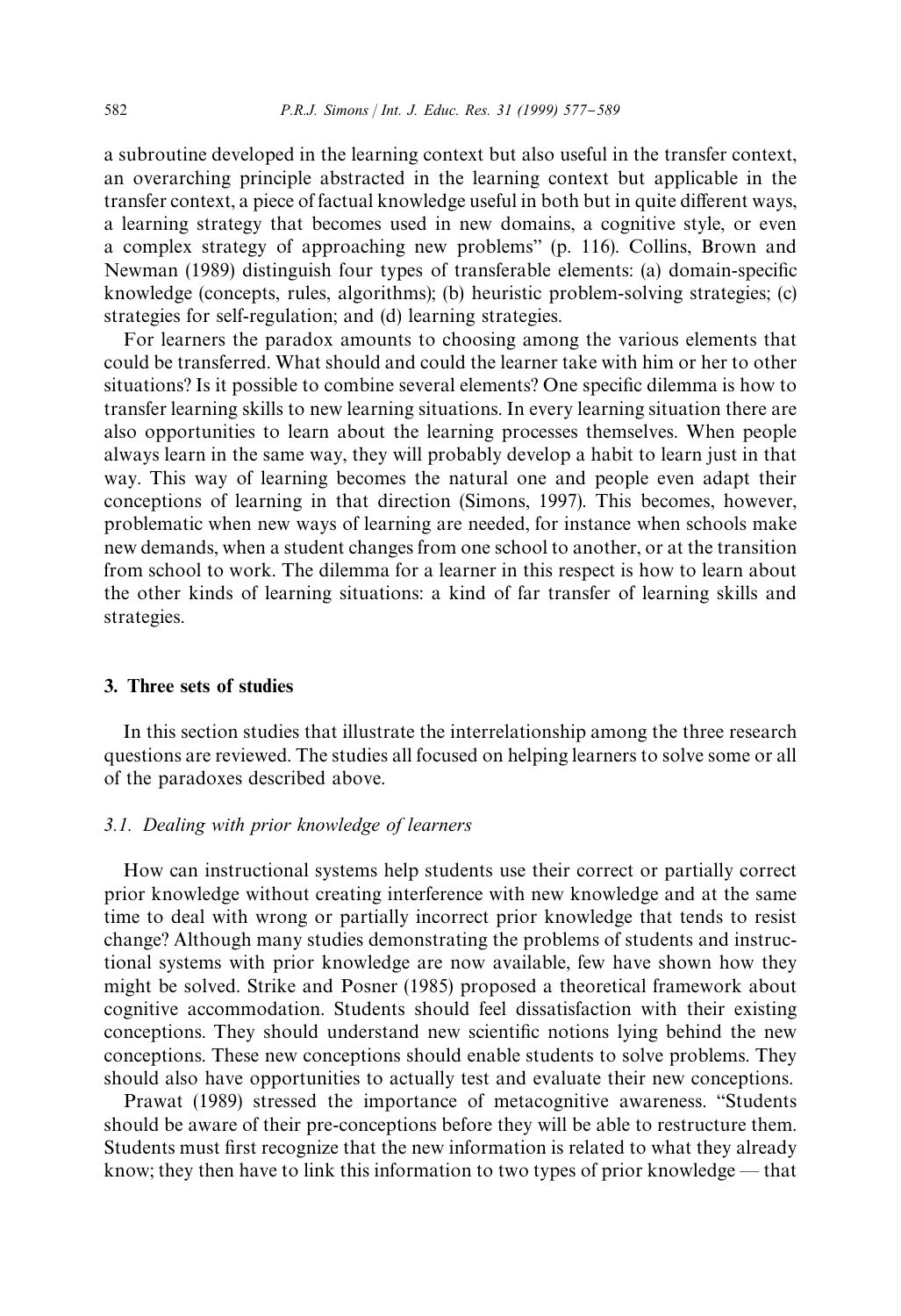a subroutine developed in the learning context but also useful in the transfer context, an overarching principle abstracted in the learning context but applicable in the transfer context, a piece of factual knowledge useful in both but in quite different ways, a learning strategy that becomes used in new domains, a cognitive style, or even a complex strategy of approaching new problems" (p. 116). Collins, Brown and Newman (1989) distinguish four types of transferable elements: (a) domain-specific knowledge (concepts, rules, algorithms); (b) heuristic problem-solving strategies; (c) strategies for self-regulation; and (d) learning strategies.

For learners the paradox amounts to choosing among the various elements that could be transferred. What should and could the learner take with him or her to other situations? Is it possible to combine several elements? One specific dilemma is how to transfer learning skills to new learning situations. In every learning situation there are also opportunities to learn about the learning processes themselves. When people always learn in the same way, they will probably develop a habit to learn just in that way. This way of learning becomes the natural one and people even adapt their conceptions of learning in that direction (Simons, 1997). This becomes, however, problematic when new ways of learning are needed, for instance when schools make new demands, when a student changes from one school to another, or at the transition from school to work. The dilemma for a learner in this respect is how to learn about the other kinds of learning situations: a kind of far transfer of learning skills and strategies.

## 3. Three sets of studies

In this section studies that illustrate the interrelationship among the three research questions are reviewed. The studies all focused on helping learners to solve some or all of the paradoxes described above.

### *3.1. Dealing with prior knowledge of learners*

How can instructional systems help students use their correct or partially correct prior knowledge without creating interference with new knowledge and at the same time to deal with wrong or partially incorrect prior knowledge that tends to resist change? Although many studies demonstrating the problems of students and instructional systems with prior knowledge are now available, few have shown how they might be solved. Strike and Posner (1985) proposed a theoretical framework about cognitive accommodation. Students should feel dissatisfaction with their existing conceptions. They should understand new scientific notions lying behind the new conceptions. These new conceptions should enable students to solve problems. They should also have opportunities to actually test and evaluate their new conceptions.

Prawat (1989) stressed the importance of metacognitive awareness. "Students should be aware of their pre-conceptions before they will be able to restructure them. Students must first recognize that the new information is related to what they already know; they then have to link this information to two types of prior knowledge — that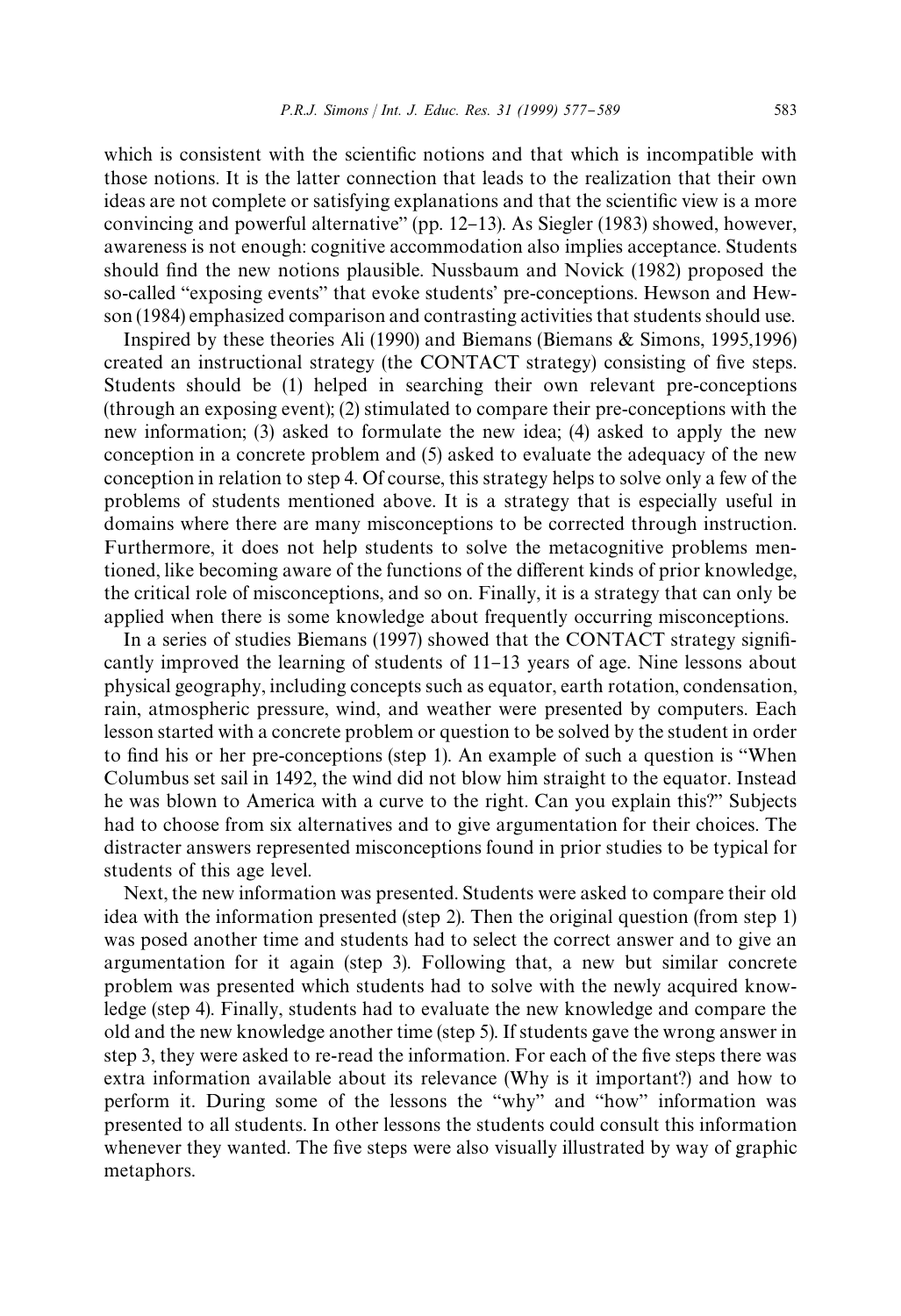which is consistent with the scientific notions and that which is incompatible with those notions. It is the latter connection that leads to the realization that their own ideas are not complete or satisfying explanations and that the scientific view is a more convincing and powerful alternative" (pp. 12–13). As Siegler (1983) showed, however, awareness is not enough: cognitive accommodation also implies acceptance. Students should find the new notions plausible. Nussbaum and Novick (1982) proposed the so-called "exposing events" that evoke students' pre-conceptions. Hewson and Hewson (1984) emphasized comparison and contrasting activities that students should use.

Inspired by these theories Ali (1990) and Biemans (Biemans & Simons, 1995,1996) created an instructional strategy (the CONTACT strategy) consisting of five steps. Students should be (1) helped in searching their own relevant pre-conceptions (through an exposing event); (2) stimulated to compare their pre-conceptions with the new information; (3) asked to formulate the new idea; (4) asked to apply the new conception in a concrete problem and (5) asked to evaluate the adequacy of the new conception in relation to step 4. Of course, this strategy helps to solve only a few of the problems of students mentioned above. It is a strategy that is especially useful in domains where there are many misconceptions to be corrected through instruction. Furthermore, it does not help students to solve the metacognitive problems mentioned, like becoming aware of the functions of the different kinds of prior knowledge, the critical role of misconceptions, and so on. Finally, it is a strategy that can only be applied when there is some knowledge about frequently occurring misconceptions.

In a series of studies Biemans (1997) showed that the CONTACT strategy significantly improved the learning of students of 11–13 years of age. Nine lessons about physical geography, including concepts such as equator, earth rotation, condensation, rain, atmospheric pressure, wind, and weather were presented by computers. Each lesson started with a concrete problem or question to be solved by the student in order to find his or her pre-conceptions (step 1). An example of such a question is "When Columbus set sail in 1492, the wind did not blow him straight to the equator. Instead he was blown to America with a curve to the right. Can you explain this?" Subjects had to choose from six alternatives and to give argumentation for their choices. The distracter answers represented misconceptions found in prior studies to be typical for students of this age level.

Next, the new information was presented. Students were asked to compare their old idea with the information presented (step 2). Then the original question (from step 1) was posed another time and students had to select the correct answer and to give an argumentation for it again (step 3). Following that, a new but similar concrete problem was presented which students had to solve with the newly acquired knowledge (step 4). Finally, students had to evaluate the new knowledge and compare the old and the new knowledge another time (step 5). If students gave the wrong answer in step 3, they were asked to re-read the information. For each of the five steps there was extra information available about its relevance (Why is it important?) and how to perform it. During some of the lessons the "why" and "how" information was presented to all students. In other lessons the students could consult this information whenever they wanted. The five steps were also visually illustrated by way of graphic metaphors.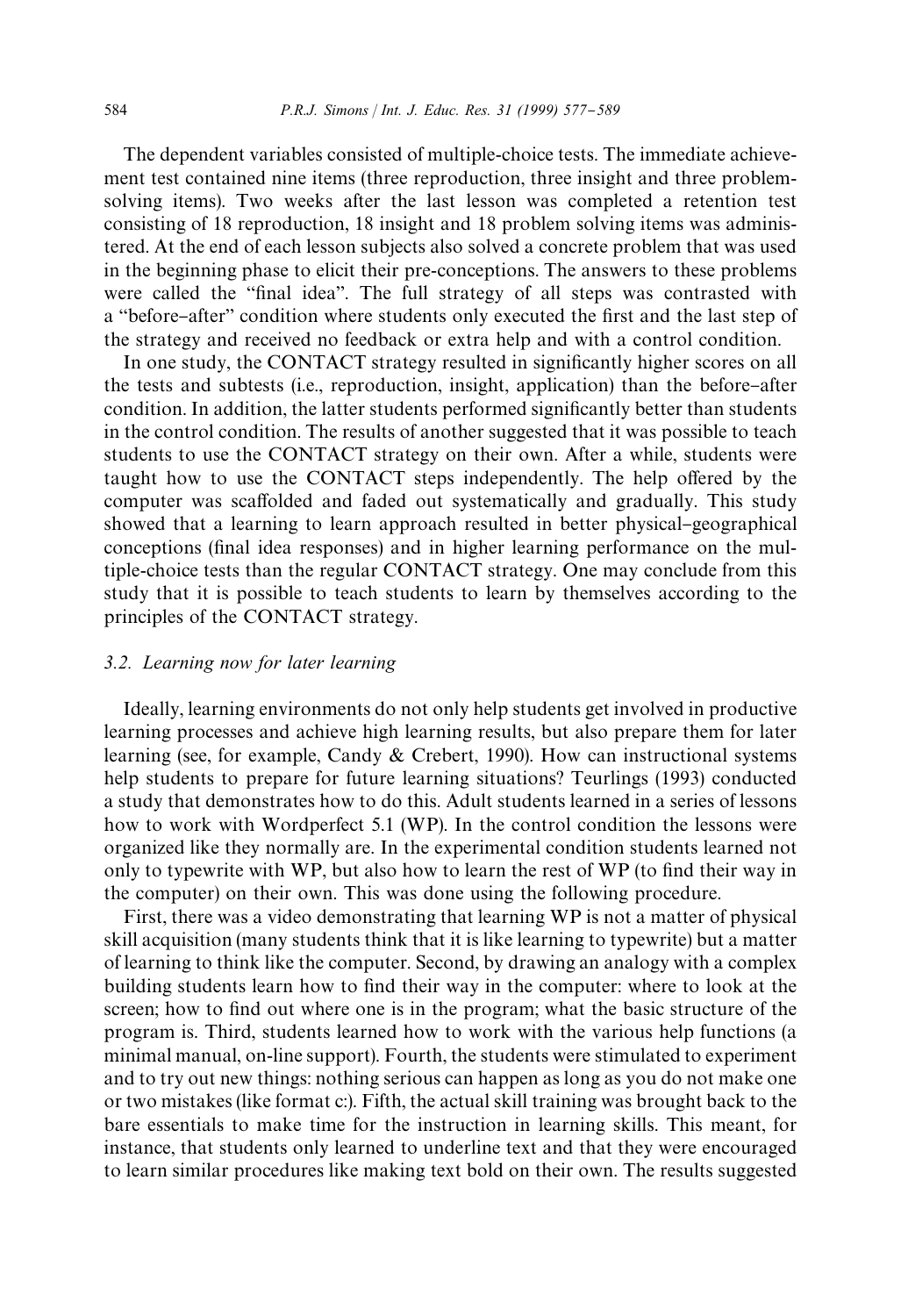The dependent variables consisted of multiple-choice tests. The immediate achievement test contained nine items (three reproduction, three insight and three problem-solving items). Two weeks after the last lesson was completed a retention test consisting of 18 reproduction, 18 insight and 18 problem solving items was administered. At the end of each lesson subjects also solved a concrete problem that was used in the beginning phase to elicit their pre-conceptions. The answers to these problems were called the "final idea". The full strategy of all steps was contrasted with a "before–after" condition where students only executed the first and the last step of the strategy and received no feedback or extra help and with a control condition.

In one study, the CONTACT strategy resulted in significantly higher scores on all the tests and subtests (i.e., reproduction, insight, application) than the before–after condition. In addition, the latter students performed significantly better than students in the control condition. The results of another suggested that it was possible to teach students to use the CONTACT strategy on their own. After a while, students were taught how to use the CONTACT steps independently. The help offered by the computer was scaffolded and faded out systematically and gradually. This study showed that a learning to learn approach resulted in better physical–geographical conceptions (final idea responses) and in higher learning performance on the multiple-choice tests than the regular CONTACT strategy. One may conclude from this study that it is possible to teach students to learn by themselves according to the principles of the CONTACT strategy.

### *3.2. Learning now for later learning*

Ideally, learning environments do not only help students get involved in productive learning processes and achieve high learning results, but also prepare them for later learning (see, for example, Candy & Crebert, 1990). How can instructional systems help students to prepare for future learning situations? Teurlings (1993) conducted a study that demonstrates how to do this. Adult students learned in a series of lessons how to work with Wordperfect 5.1 (WP). In the control condition the lessons were organized like they normally are. In the experimental condition students learned not only to typewrite with WP, but also how to learn the rest of WP (to find their way in the computer) on their own. This was done using the following procedure.

First, there was a video demonstrating that learning WP is not a matter of physical skill acquisition (many students think that it is like learning to typewrite) but a matter of learning to think like the computer. Second, by drawing an analogy with a complex building students learn how to find their way in the computer: where to look at the screen; how to find out where one is in the program; what the basic structure of the program is. Third, students learned how to work with the various help functions (a minimal manual, on-line support). Fourth, the students were stimulated to experiment and to try out new things: nothing serious can happen as long as you do not make one or two mistakes (like format c:). Fifth, the actual skill training was brought back to the bare essentials to make time for the instruction in learning skills. This meant, for instance, that students only learned to underline text and that they were encouraged to learn similar procedures like making text bold on their own. The results suggested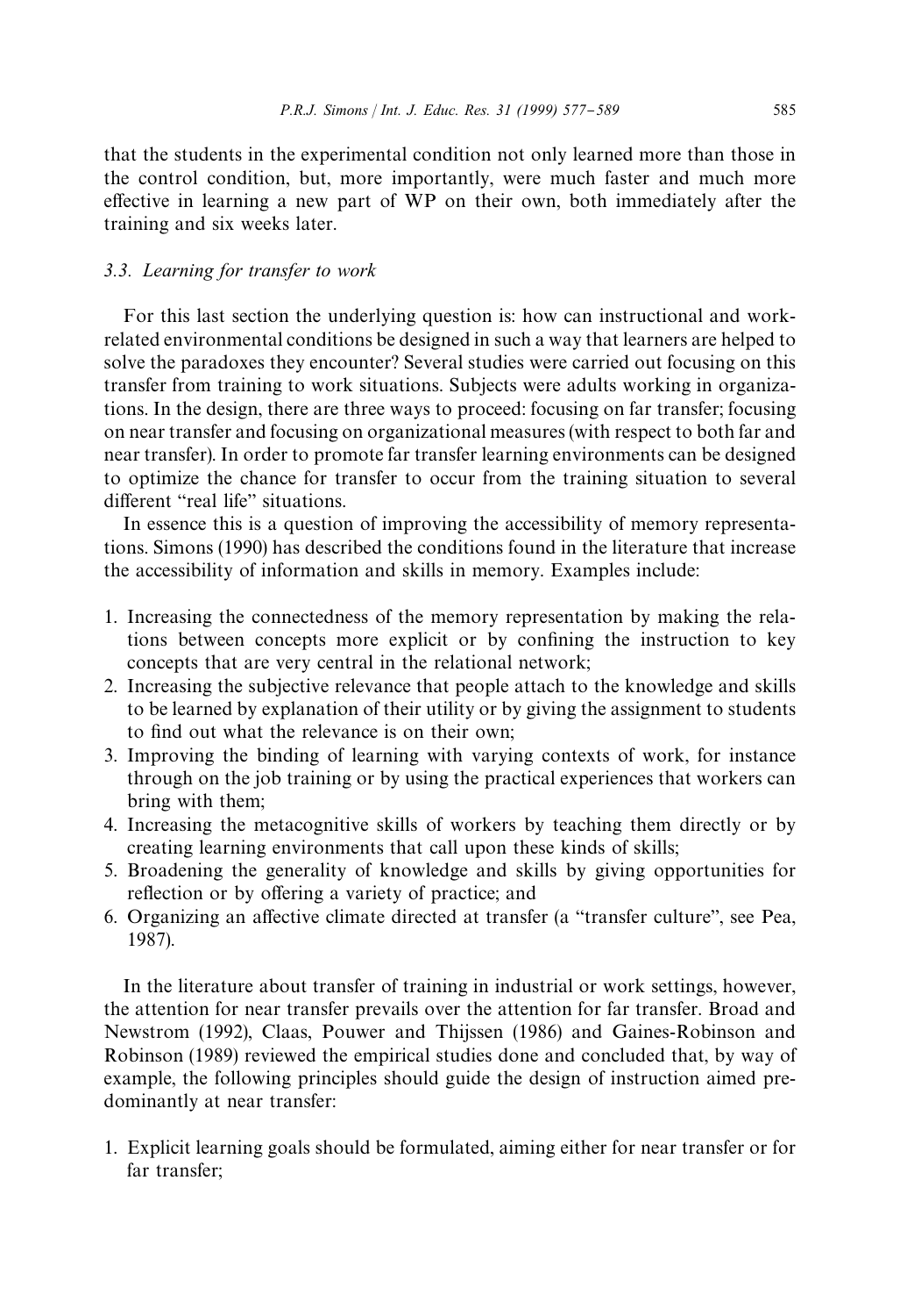that the students in the experimental condition not only learned more than those in the control condition, but, more importantly, were much faster and much more effective in learning a new part of WP on their own, both immediately after the training and six weeks later.

### 3.3. *Learning for transfer to work*

For this last section the underlying question is: how can instructional and work-related environmental conditions be designed in such a way that learners are helped to solve the paradoxes they encounter? Several studies were carried out focusing on this transfer from training to work situations. Subjects were adults working in organizations. In the design, there are three ways to proceed: focusing on far transfer; focusing on near transfer and focusing on organizational measures (with respect to both far and near transfer). In order to promote far transfer learning environments can be designed to optimize the chance for transfer to occur from the training situation to several different "real life" situations.

In essence this is a question of improving the accessibility of memory representations. Simons (1990) has described the conditions found in the literature that increase the accessibility of information and skills in memory. Examples include:

1. Increasing the connectedness of the memory representation by making the relations between concepts more explicit or by confining the instruction to key concepts that are very central in the relational network;
2. Increasing the subjective relevance that people attach to the knowledge and skills to be learned by explanation of their utility or by giving the assignment to students to find out what the relevance is on their own;
3. Improving the binding of learning with varying contexts of work, for instance through on the job training or by using the practical experiences that workers can bring with them;
4. Increasing the metacognitive skills of workers by teaching them directly or by creating learning environments that call upon these kinds of skills;
5. Broadening the generality of knowledge and skills by giving opportunities for reflection or by offering a variety of practice; and
6. Organizing an affective climate directed at transfer (a "transfer culture", see Pea, 1987).

In the literature about transfer of training in industrial or work settings, however, the attention for near transfer prevails over the attention for far transfer. Broad and Newstrom (1992), Claas, Pouwer and Thijssen (1986) and Gaines-Robinson and Robinson (1989) reviewed the empirical studies done and concluded that, by way of example, the following principles should guide the design of instruction aimed predominantly at near transfer:

1. Explicit learning goals should be formulated, aiming either for near transfer or for far transfer;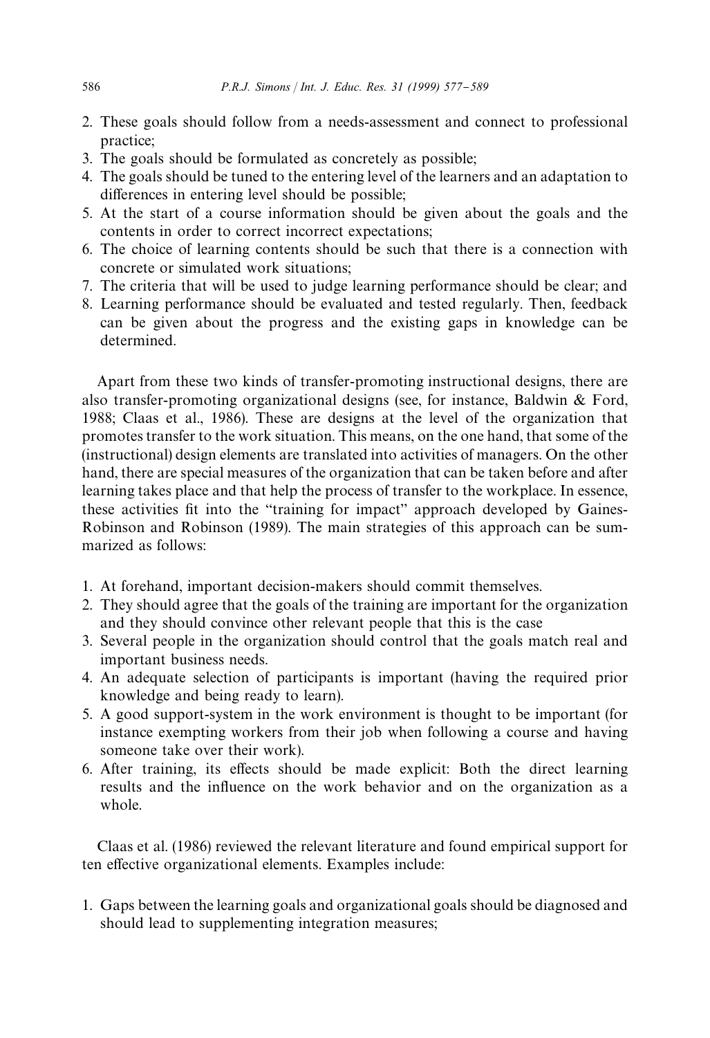2. These goals should follow from a needs-assessment and connect to professional practice;
3. The goals should be formulated as concretely as possible;
4. The goals should be tuned to the entering level of the learners and an adaptation to differences in entering level should be possible;
5. At the start of a course information should be given about the goals and the contents in order to correct incorrect expectations;
6. The choice of learning contents should be such that there is a connection with concrete or simulated work situations;
7. The criteria that will be used to judge learning performance should be clear; and
8. Learning performance should be evaluated and tested regularly. Then, feedback can be given about the progress and the existing gaps in knowledge can be determined.

Apart from these two kinds of transfer-promoting instructional designs, there are also transfer-promoting organizational designs (see, for instance, Baldwin & Ford, 1988; Claas et al., 1986). These are designs at the level of the organization that promotes transfer to the work situation. This means, on the one hand, that some of the (instructional) design elements are translated into activities of managers. On the other hand, there are special measures of the organization that can be taken before and after learning takes place and that help the process of transfer to the workplace. In essence, these activities fit into the "training for impact" approach developed by Gaines-Robinson and Robinson (1989). The main strategies of this approach can be summarized as follows:

1. At forehand, important decision-makers should commit themselves.
2. They should agree that the goals of the training are important for the organization and they should convince other relevant people that this is the case
3. Several people in the organization should control that the goals match real and important business needs.
4. An adequate selection of participants is important (having the required prior knowledge and being ready to learn).
5. A good support-system in the work environment is thought to be important (for instance exempting workers from their job when following a course and having someone take over their work).
6. After training, its effects should be made explicit: Both the direct learning results and the influence on the work behavior and on the organization as a whole.

Claas et al. (1986) reviewed the relevant literature and found empirical support for ten effective organizational elements. Examples include:

1. Gaps between the learning goals and organizational goals should be diagnosed and should lead to supplementing integration measures;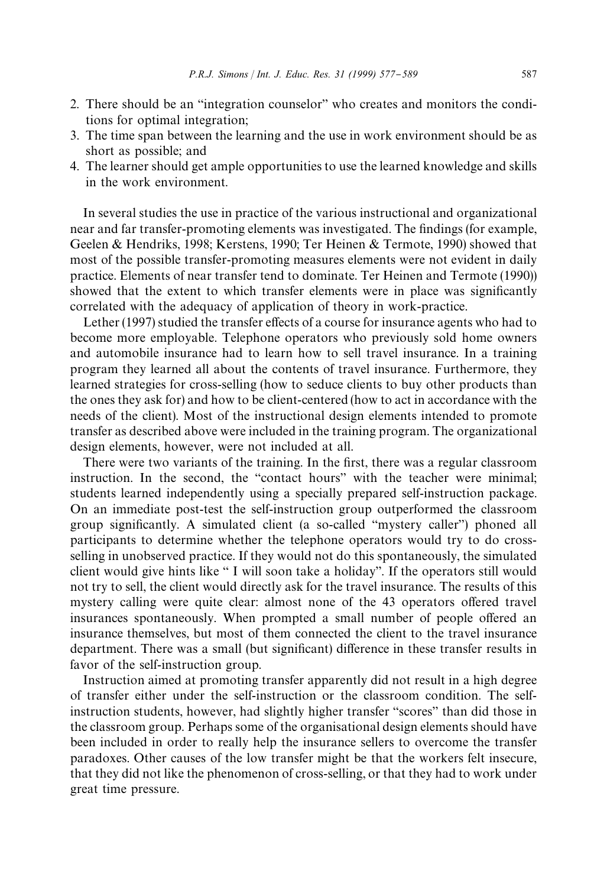2. There should be an "integration counselor" who creates and monitors the conditions for optimal integration;
3. The time span between the learning and the use in work environment should be as short as possible; and
4. The learner should get ample opportunities to use the learned knowledge and skills in the work environment.

In several studies the use in practice of the various instructional and organizational near and far transfer-promoting elements was investigated. The findings (for example, Geelen & Hendriks, 1998; Kerstens, 1990; Ter Heinen & Termote, 1990) showed that most of the possible transfer-promoting measures elements were not evident in daily practice. Elements of near transfer tend to dominate. Ter Heinen and Termote (1990)) showed that the extent to which transfer elements were in place was significantly correlated with the adequacy of application of theory in work-practice.

Lether (1997) studied the transfer effects of a course for insurance agents who had to become more employable. Telephone operators who previously sold home owners and automobile insurance had to learn how to sell travel insurance. In a training program they learned all about the contents of travel insurance. Furthermore, they learned strategies for cross-selling (how to seduce clients to buy other products than the ones they ask for) and how to be client-centered (how to act in accordance with the needs of the client). Most of the instructional design elements intended to promote transfer as described above were included in the training program. The organizational design elements, however, were not included at all.

There were two variants of the training. In the first, there was a regular classroom instruction. In the second, the "contact hours" with the teacher were minimal; students learned independently using a specially prepared self-instruction package. On an immediate post-test the self-instruction group outperformed the classroom group significantly. A simulated client (a so-called "mystery caller") phoned all participants to determine whether the telephone operators would try to do cross-selling in unobserved practice. If they would not do this spontaneously, the simulated client would give hints like " I will soon take a holiday". If the operators still would not try to sell, the client would directly ask for the travel insurance. The results of this mystery calling were quite clear: almost none of the 43 operators offered travel insurances spontaneously. When prompted a small number of people offered an insurance themselves, but most of them connected the client to the travel insurance department. There was a small (but significant) difference in these transfer results in favor of the self-instruction group.

Instruction aimed at promoting transfer apparently did not result in a high degree of transfer either under the self-instruction or the classroom condition. The self-instruction students, however, had slightly higher transfer "scores" than did those in the classroom group. Perhaps some of the organisational design elements should have been included in order to really help the insurance sellers to overcome the transfer paradoxes. Other causes of the low transfer might be that the workers felt insecure, that they did not like the phenomenon of cross-selling, or that they had to work under great time pressure.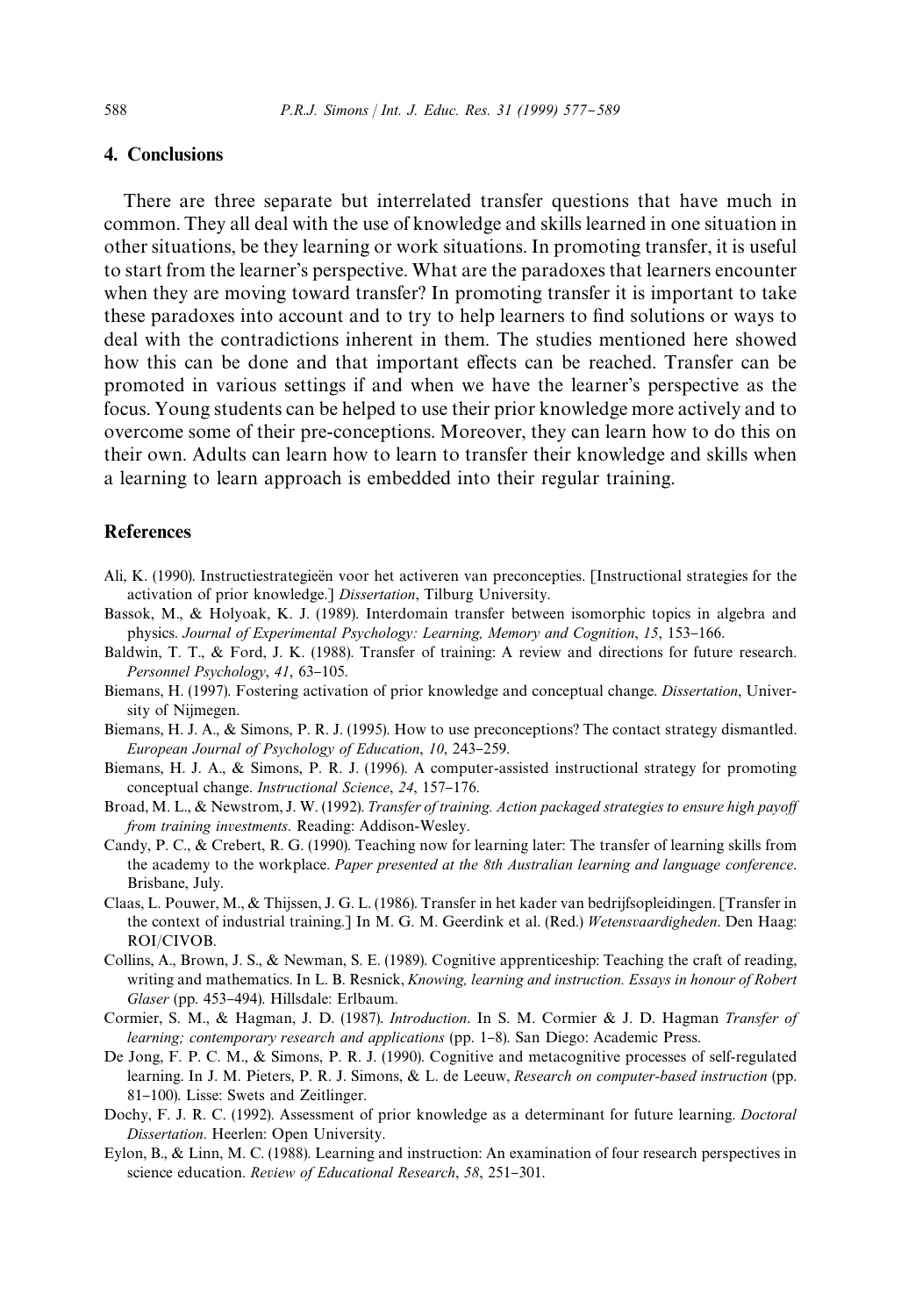## 4. Conclusions

There are three separate but interrelated transfer questions that have much in common. They all deal with the use of knowledge and skills learned in one situation in other situations, be they learning or work situations. In promoting transfer, it is useful to start from the learner's perspective. What are the paradoxes that learners encounter when they are moving toward transfer? In promoting transfer it is important to take these paradoxes into account and to try to help learners to find solutions or ways to deal with the contradictions inherent in them. The studies mentioned here showed how this can be done and that important effects can be reached. Transfer can be promoted in various settings if and when we have the learner's perspective as the focus. Young students can be helped to use their prior knowledge more actively and to overcome some of their pre-conceptions. Moreover, they can learn how to do this on their own. Adults can learn how to learn to transfer their knowledge and skills when a learning to learn approach is embedded into their regular training.

## References

Ali, K. (1990). Instructiestrategieën voor het activeren van preconcepties. [Instructional strategies for the activation of prior knowledge.] *Dissertation*, Tilburg University.

Bassok, M., & Holyoak, K. J. (1989). Interdomain transfer between isomorphic topics in algebra and physics. *Journal of Experimental Psychology: Learning, Memory and Cognition*, *15*, 153–166.

Baldwin, T. T., & Ford, J. K. (1988). Transfer of training: A review and directions for future research. *Personnel Psychology*, *41*, 63–105.

Biemans, H. (1997). Fostering activation of prior knowledge and conceptual change. *Dissertation*, University of Nijmegen.

Biemans, H. J. A., & Simons, P. R. J. (1995). How to use preconceptions? The contact strategy dismantled. *European Journal of Psychology of Education*, *10*, 243–259.

Biemans, H. J. A., & Simons, P. R. J. (1996). A computer-assisted instructional strategy for promoting conceptual change. *Instructional Science*, *24*, 157–176.

Broad, M. L., & Newstrom, J. W. (1992). *Transfer of training. Action packaged strategies to ensure high payoff from training investments*. Reading: Addison-Wesley.

Candy, P. C., & Crebert, R. G. (1990). Teaching now for learning later: The transfer of learning skills from the academy to the workplace. *Paper presented at the 8th Australian learning and language conference*. Brisbane, July.

Claas, L. Pouwer, M., & Thijssen, J. G. L. (1986). Transfer in het kader van bedrijfsopleidingen. [Transfer in the context of industrial training.] In M. G. M. Geerdink et al. (Red.) *Wetensvaardigheden*. Den Haag: ROI/CIVOB.

Collins, A., Brown, J. S., & Newman, S. E. (1989). Cognitive apprenticeship: Teaching the craft of reading, writing and mathematics. In L. B. Resnick, *Knowing, learning and instruction. Essays in honour of Robert Glaser* (pp. 453–494). Hillsdale: Erlbaum.

Cormier, S. M., & Hagman, J. D. (1987). *Introduction*. In S. M. Cormier & J. D. Hagman *Transfer of learning; contemporary research and applications* (pp. 1–8). San Diego: Academic Press.

De Jong, F. P. C. M., & Simons, P. R. J. (1990). Cognitive and metacognitive processes of self-regulated learning. In J. M. Pieters, P. R. J. Simons, & L. de Leeuw, *Research on computer-based instruction* (pp. 81–100). Lisse: Swets and Zeitlinger.

Dochy, F. J. R. C. (1992). Assessment of prior knowledge as a determinant for future learning. *Doctoral Dissertation*. Heerlen: Open University.

Eylon, B., & Linn, M. C. (1988). Learning and instruction: An examination of four research perspectives in science education. *Review of Educational Research*, *58*, 251–301.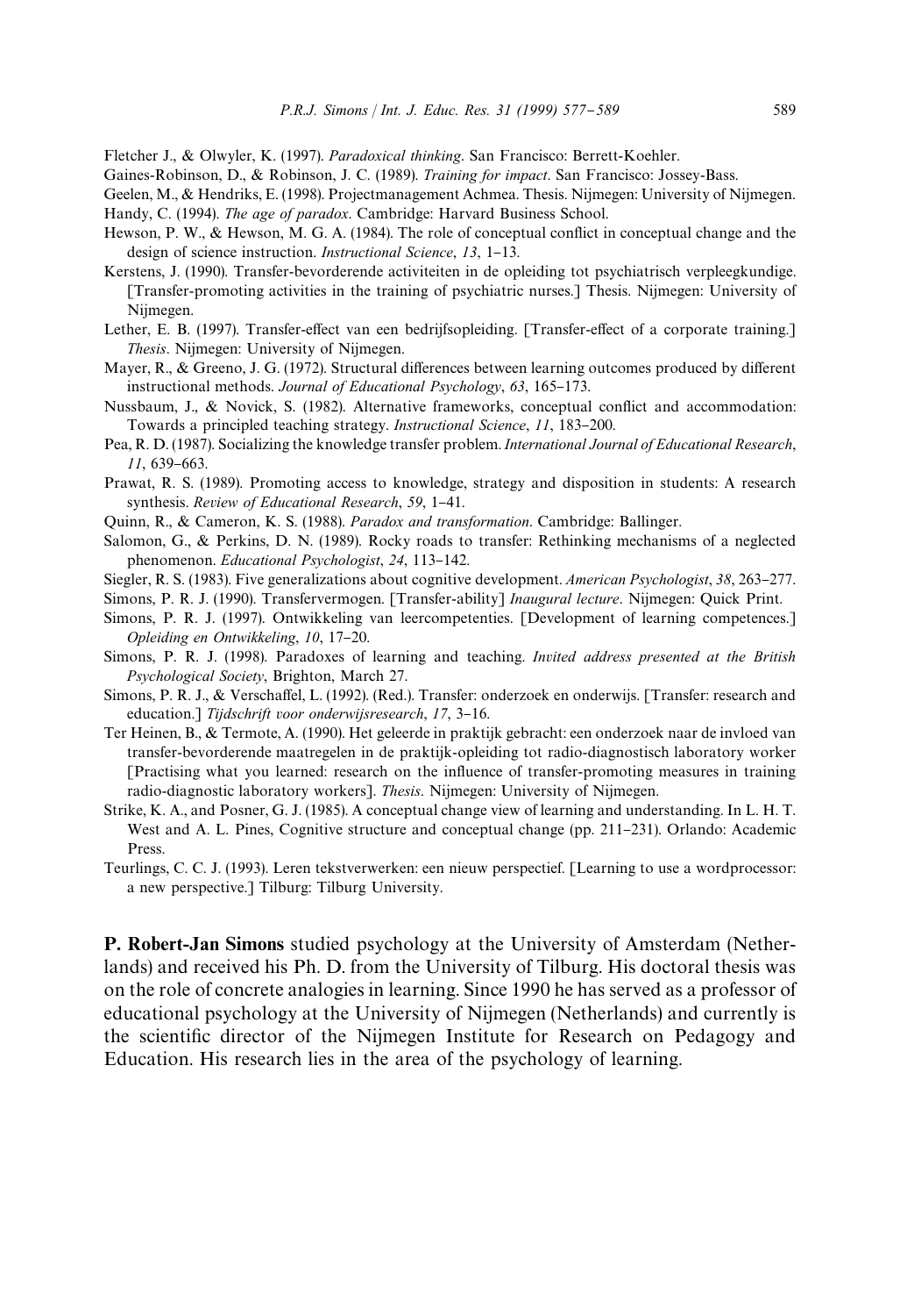Fletcher J., & Olwyler, K. (1997). *Paradoxical thinking*. San Francisco: Berrett-Koehler.

Gaines-Robinson, D., & Robinson, J. C. (1989). *Training for impact*. San Francisco: Jossey-Bass.

Geelen, M., & Hendriks, E. (1998). Projectmanagement Achmea. Thesis. Nijmegen: University of Nijmegen.

Handy, C. (1994). *The age of paradox*. Cambridge: Harvard Business School.

Hewson, P. W., & Hewson, M. G. A. (1984). The role of conceptual conflict in conceptual change and the design of science instruction. *Instructional Science*, *13*, 1–13.

Kerstens, J. (1990). Transfer-bevorderende activiteiten in de opleiding tot psychiatrisch verpleegkundige. [Transfer-promoting activities in the training of psychiatric nurses.] Thesis. Nijmegen: University of Nijmegen.

Lether, E. B. (1997). Transfer-effect van een bedrijfsopleiding. [Transfer-effect of a corporate training.] *Thesis*. Nijmegen: University of Nijmegen.

Mayer, R., & Greeno, J. G. (1972). Structural differences between learning outcomes produced by different instructional methods. *Journal of Educational Psychology*, *63*, 165–173.

Nussbaum, J., & Novick, S. (1982). Alternative frameworks, conceptual conflict and accommodation: Towards a principled teaching strategy. *Instructional Science*, *11*, 183–200.

Pea, R. D. (1987). Socializing the knowledge transfer problem. *International Journal of Educational Research*, *11*, 639–663.

Prawat, R. S. (1989). Promoting access to knowledge, strategy and disposition in students: A research synthesis. *Review of Educational Research*, *59*, 1–41.

Quinn, R., & Cameron, K. S. (1988). *Paradox and transformation*. Cambridge: Ballinger.

Salomon, G., & Perkins, D. N. (1989). Rocky roads to transfer: Rethinking mechanisms of a neglected phenomenon. *Educational Psychologist*, *24*, 113–142.

Siegler, R. S. (1983). Five generalizations about cognitive development. *American Psychologist*, *38*, 263–277.

Simons, P. R. J. (1990). Transfervermogen. [Transfer-ability] *Inaugural lecture*. Nijmegen: Quick Print.

Simons, P. R. J. (1997). Ontwikkeling van leercompetenties. [Development of learning competences.] *Opleiding en Ontwikkeling*, *10*, 17–20.

Simons, P. R. J. (1998). Paradoxes of learning and teaching. *Invited address presented at the British Psychological Society*, Brighton, March 27.

Simons, P. R. J., & Verschaffel, L. (1992). (Red.). Transfer: onderzoek en onderwijs. [Transfer: research and education.] *Tijdschrift voor onderwijsresearch*, *17*, 3–16.

Ter Heinen, B., & Termote, A. (1990). Het geleerde in praktijk gebracht: een onderzoek naar de invloed van transfer-bevorderende maatregelen in de praktijk-opleiding tot radio-diagnostisch laboratory worker [Practising what you learned: research on the influence of transfer-promoting measures in training radio-diagnostic laboratory workers]. *Thesis*. Nijmegen: University of Nijmegen.

Strike, K. A., and Posner, G. J. (1985). A conceptual change view of learning and understanding. In L. H. T. West and A. L. Pines, Cognitive structure and conceptual change (pp. 211–231). Orlando: Academic Press.

Teurlings, C. C. J. (1993). Leren tekstverwerken: een nieuw perspectief. [Learning to use a wordprocessor: a new perspective.] Tilburg: Tilburg University.

**P. Robert-Jan Simons** studied psychology at the University of Amsterdam (Netherlands) and received his Ph. D. from the University of Tilburg. His doctoral thesis was on the role of concrete analogies in learning. Since 1990 he has served as a professor of educational psychology at the University of Nijmegen (Netherlands) and currently is the scientific director of the Nijmegen Institute for Research on Pedagogy and Education. His research lies in the area of the psychology of learning.